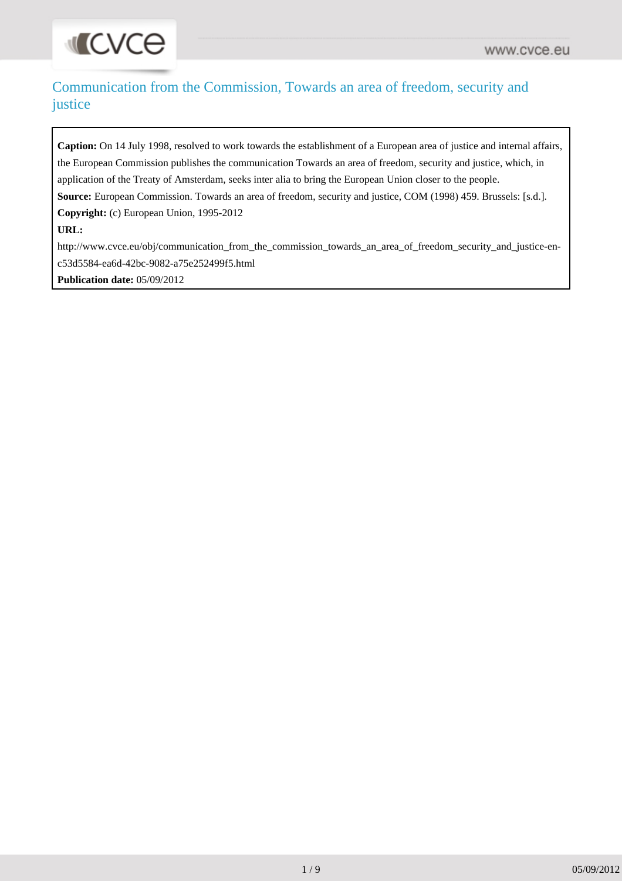# Communication from the Commission, Towards an area of freedom, security and justice

**Caption:** On 14 July 1998, resolved to work towards the establishment of a European area of justice and internal affairs, the European Commission publishes the communication Towards an area of freedom, security and justice, which, in application of the Treaty of Amsterdam, seeks inter alia to bring the European Union closer to the people.

**Source:** European Commission. Towards an area of freedom, security and justice, COM (1998) 459. Brussels: [s.d.].

**Copyright:** (c) European Union, 1995-2012

**URL:**

http://www.cvce.eu/obj/communication_from_the_commission_towards_an_area_of_freedom_security_and_justice-en-c53d5584-ea6d-42bc-9082-a75e252499f5.html

**Publication date:** 05/09/2012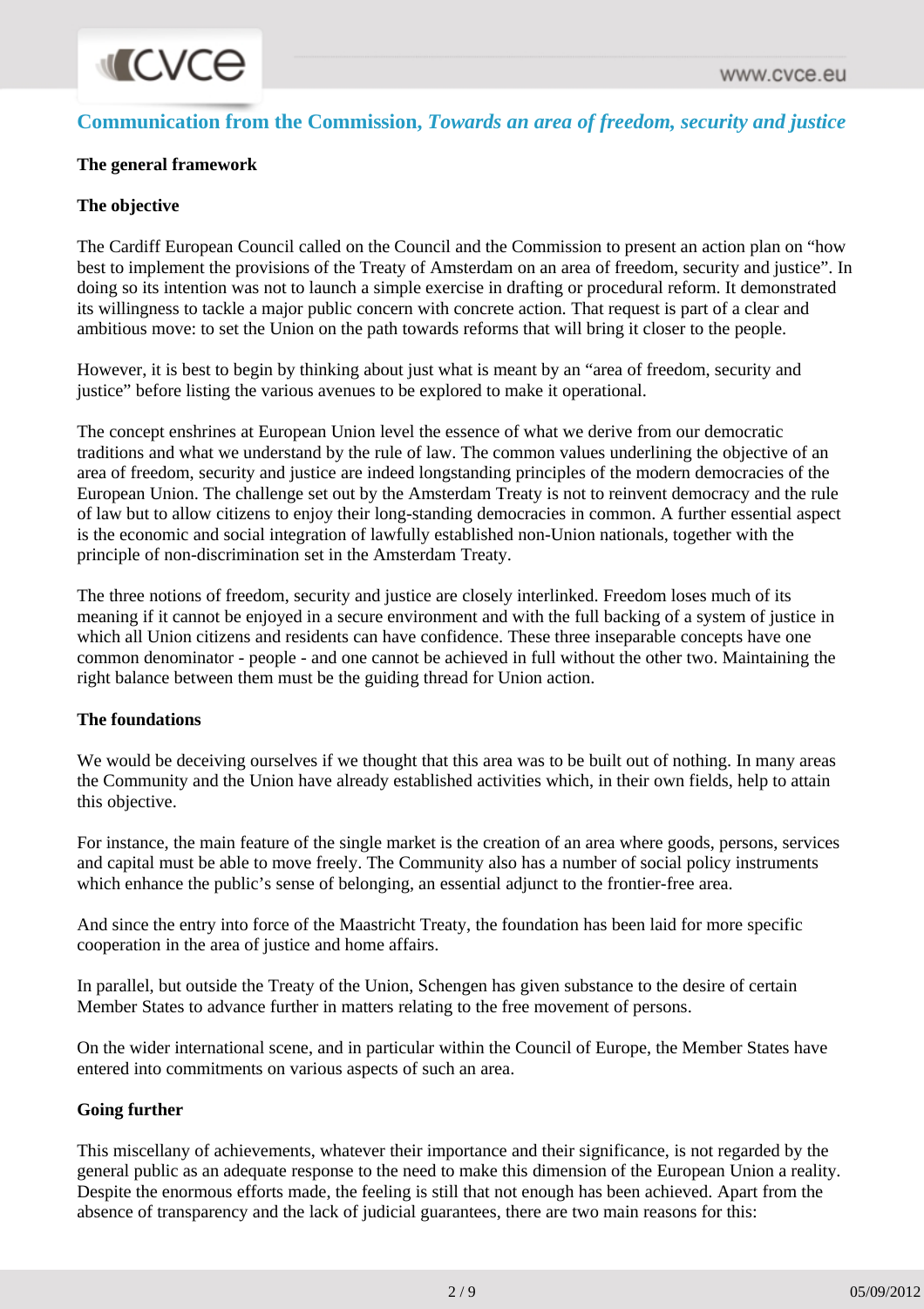## Communication from the Commission, *Towards an area of freedom, security and justice*

**The general framework**

**The objective**

The Cardiff European Council called on the Council and the Commission to present an action plan on "how best to implement the provisions of the Treaty of Amsterdam on an area of freedom, security and justice". In doing so its intention was not to launch a simple exercise in drafting or procedural reform. It demonstrated its willingness to tackle a major public concern with concrete action. That request is part of a clear and ambitious move: to set the Union on the path towards reforms that will bring it closer to the people.

However, it is best to begin by thinking about just what is meant by an "area of freedom, security and justice" before listing the various avenues to be explored to make it operational.

The concept enshrines at European Union level the essence of what we derive from our democratic traditions and what we understand by the rule of law. The common values underlining the objective of an area of freedom, security and justice are indeed longstanding principles of the modern democracies of the European Union. The challenge set out by the Amsterdam Treaty is not to reinvent democracy and the rule of law but to allow citizens to enjoy their long-standing democracies in common. A further essential aspect is the economic and social integration of lawfully established non-Union nationals, together with the principle of non-discrimination set in the Amsterdam Treaty.

The three notions of freedom, security and justice are closely interlinked. Freedom loses much of its meaning if it cannot be enjoyed in a secure environment and with the full backing of a system of justice in which all Union citizens and residents can have confidence. These three inseparable concepts have one common denominator - people - and one cannot be achieved in full without the other two. Maintaining the right balance between them must be the guiding thread for Union action.

**The foundations**

We would be deceiving ourselves if we thought that this area was to be built out of nothing. In many areas the Community and the Union have already established activities which, in their own fields, help to attain this objective.

For instance, the main feature of the single market is the creation of an area where goods, persons, services and capital must be able to move freely. The Community also has a number of social policy instruments which enhance the public's sense of belonging, an essential adjunct to the frontier-free area.

And since the entry into force of the Maastricht Treaty, the foundation has been laid for more specific cooperation in the area of justice and home affairs.

In parallel, but outside the Treaty of the Union, Schengen has given substance to the desire of certain Member States to advance further in matters relating to the free movement of persons.

On the wider international scene, and in particular within the Council of Europe, the Member States have entered into commitments on various aspects of such an area.

**Going further**

This miscellany of achievements, whatever their importance and their significance, is not regarded by the general public as an adequate response to the need to make this dimension of the European Union a reality. Despite the enormous efforts made, the feeling is still that not enough has been achieved. Apart from the absence of transparency and the lack of judicial guarantees, there are two main reasons for this: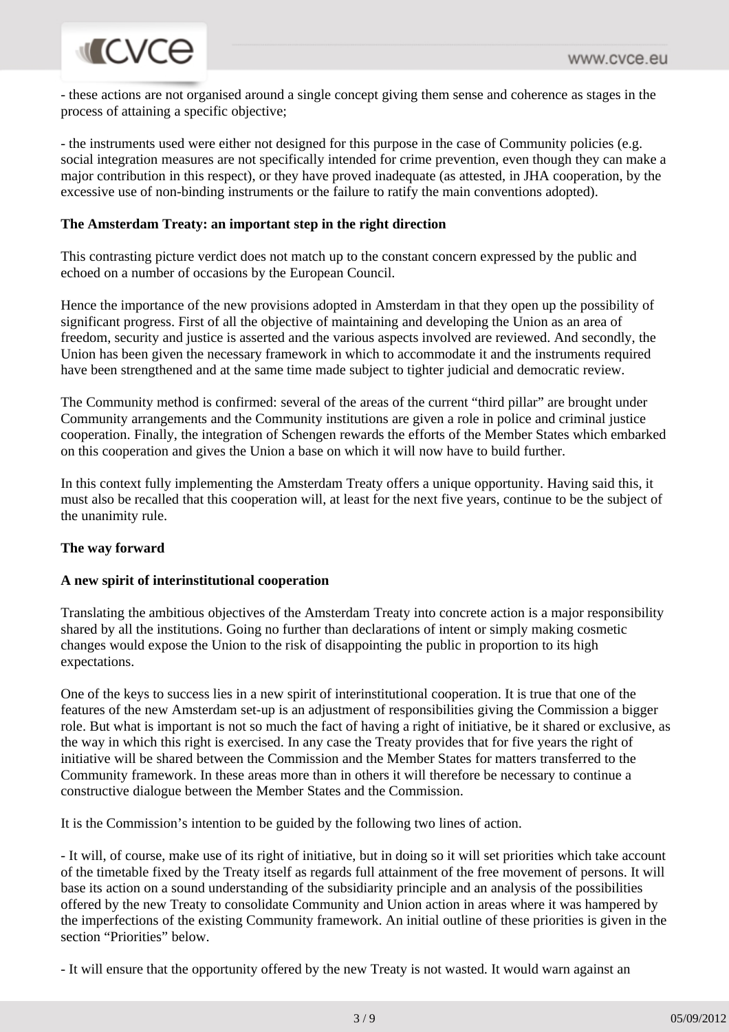- these actions are not organised around a single concept giving them sense and coherence as stages in the process of attaining a specific objective;

- the instruments used were either not designed for this purpose in the case of Community policies (e.g. social integration measures are not specifically intended for crime prevention, even though they can make a major contribution in this respect), or they have proved inadequate (as attested, in JHA cooperation, by the excessive use of non-binding instruments or the failure to ratify the main conventions adopted).

**The Amsterdam Treaty: an important step in the right direction**

This contrasting picture verdict does not match up to the constant concern expressed by the public and echoed on a number of occasions by the European Council.

Hence the importance of the new provisions adopted in Amsterdam in that they open up the possibility of significant progress. First of all the objective of maintaining and developing the Union as an area of freedom, security and justice is asserted and the various aspects involved are reviewed. And secondly, the Union has been given the necessary framework in which to accommodate it and the instruments required have been strengthened and at the same time made subject to tighter judicial and democratic review.

The Community method is confirmed: several of the areas of the current "third pillar" are brought under Community arrangements and the Community institutions are given a role in police and criminal justice cooperation. Finally, the integration of Schengen rewards the efforts of the Member States which embarked on this cooperation and gives the Union a base on which it will now have to build further.

In this context fully implementing the Amsterdam Treaty offers a unique opportunity. Having said this, it must also be recalled that this cooperation will, at least for the next five years, continue to be the subject of the unanimity rule.

**The way forward**

**A new spirit of interinstitutional cooperation**

Translating the ambitious objectives of the Amsterdam Treaty into concrete action is a major responsibility shared by all the institutions. Going no further than declarations of intent or simply making cosmetic changes would expose the Union to the risk of disappointing the public in proportion to its high expectations.

One of the keys to success lies in a new spirit of interinstitutional cooperation. It is true that one of the features of the new Amsterdam set-up is an adjustment of responsibilities giving the Commission a bigger role. But what is important is not so much the fact of having a right of initiative, be it shared or exclusive, as the way in which this right is exercised. In any case the Treaty provides that for five years the right of initiative will be shared between the Commission and the Member States for matters transferred to the Community framework. In these areas more than in others it will therefore be necessary to continue a constructive dialogue between the Member States and the Commission.

It is the Commission's intention to be guided by the following two lines of action.

- It will, of course, make use of its right of initiative, but in doing so it will set priorities which take account of the timetable fixed by the Treaty itself as regards full attainment of the free movement of persons. It will base its action on a sound understanding of the subsidiarity principle and an analysis of the possibilities offered by the new Treaty to consolidate Community and Union action in areas where it was hampered by the imperfections of the existing Community framework. An initial outline of these priorities is given in the section "Priorities" below.

- It will ensure that the opportunity offered by the new Treaty is not wasted. It would warn against an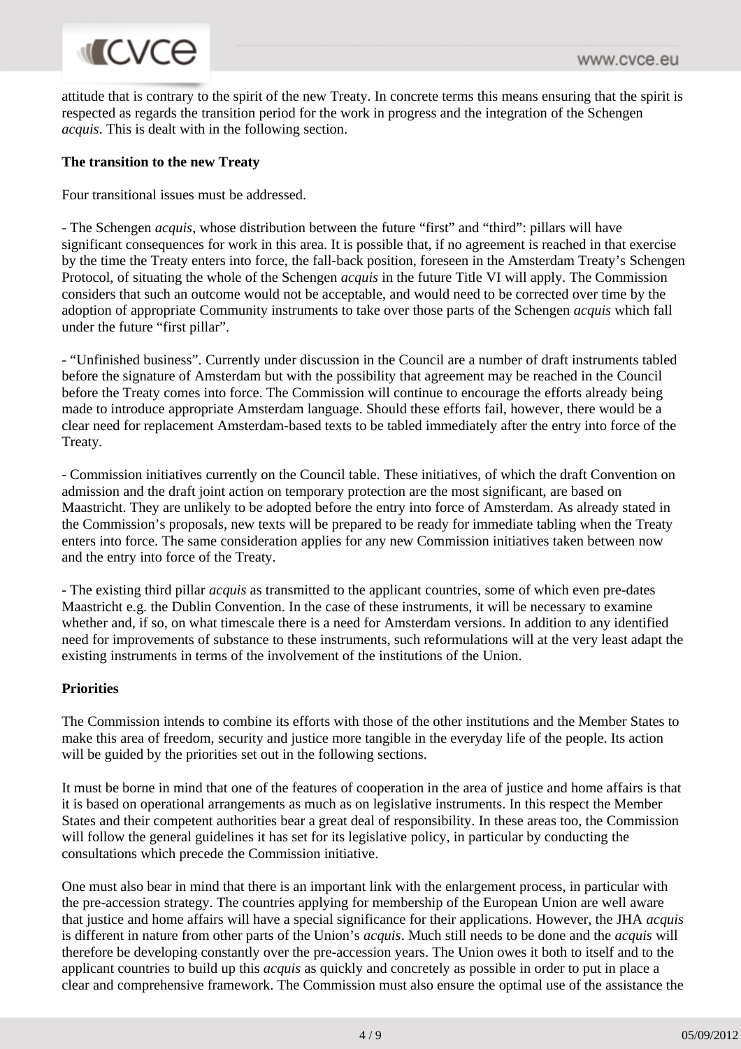attitude that is contrary to the spirit of the new Treaty. In concrete terms this means ensuring that the spirit is respected as regards the transition period for the work in progress and the integration of the Schengen *acquis*. This is dealt with in the following section.

**The transition to the new Treaty**

Four transitional issues must be addressed.

- The Schengen *acquis*, whose distribution between the future “first” and “third”: pillars will have significant consequences for work in this area. It is possible that, if no agreement is reached in that exercise by the time the Treaty enters into force, the fall-back position, foreseen in the Amsterdam Treaty’s Schengen Protocol, of situating the whole of the Schengen *acquis* in the future Title VI will apply. The Commission considers that such an outcome would not be acceptable, and would need to be corrected over time by the adoption of appropriate Community instruments to take over those parts of the Schengen *acquis* which fall under the future “first pillar”.

- “Unfinished business”. Currently under discussion in the Council are a number of draft instruments tabled before the signature of Amsterdam but with the possibility that agreement may be reached in the Council before the Treaty comes into force. The Commission will continue to encourage the efforts already being made to introduce appropriate Amsterdam language. Should these efforts fail, however, there would be a clear need for replacement Amsterdam-based texts to be tabled immediately after the entry into force of the Treaty.

- Commission initiatives currently on the Council table. These initiatives, of which the draft Convention on admission and the draft joint action on temporary protection are the most significant, are based on Maastricht. They are unlikely to be adopted before the entry into force of Amsterdam. As already stated in the Commission’s proposals, new texts will be prepared to be ready for immediate tabling when the Treaty enters into force. The same consideration applies for any new Commission initiatives taken between now and the entry into force of the Treaty.

- The existing third pillar *acquis* as transmitted to the applicant countries, some of which even pre-dates Maastricht e.g. the Dublin Convention. In the case of these instruments, it will be necessary to examine whether and, if so, on what timescale there is a need for Amsterdam versions. In addition to any identified need for improvements of substance to these instruments, such reformulations will at the very least adapt the existing instruments in terms of the involvement of the institutions of the Union.

**Priorities**

The Commission intends to combine its efforts with those of the other institutions and the Member States to make this area of freedom, security and justice more tangible in the everyday life of the people. Its action will be guided by the priorities set out in the following sections.

It must be borne in mind that one of the features of cooperation in the area of justice and home affairs is that it is based on operational arrangements as much as on legislative instruments. In this respect the Member States and their competent authorities bear a great deal of responsibility. In these areas too, the Commission will follow the general guidelines it has set for its legislative policy, in particular by conducting the consultations which precede the Commission initiative.

One must also bear in mind that there is an important link with the enlargement process, in particular with the pre-accession strategy. The countries applying for membership of the European Union are well aware that justice and home affairs will have a special significance for their applications. However, the JHA *acquis* is different in nature from other parts of the Union’s *acquis*. Much still needs to be done and the *acquis* will therefore be developing constantly over the pre-accession years. The Union owes it both to itself and to the applicant countries to build up this *acquis* as quickly and concretely as possible in order to put in place a clear and comprehensive framework. The Commission must also ensure the optimal use of the assistance the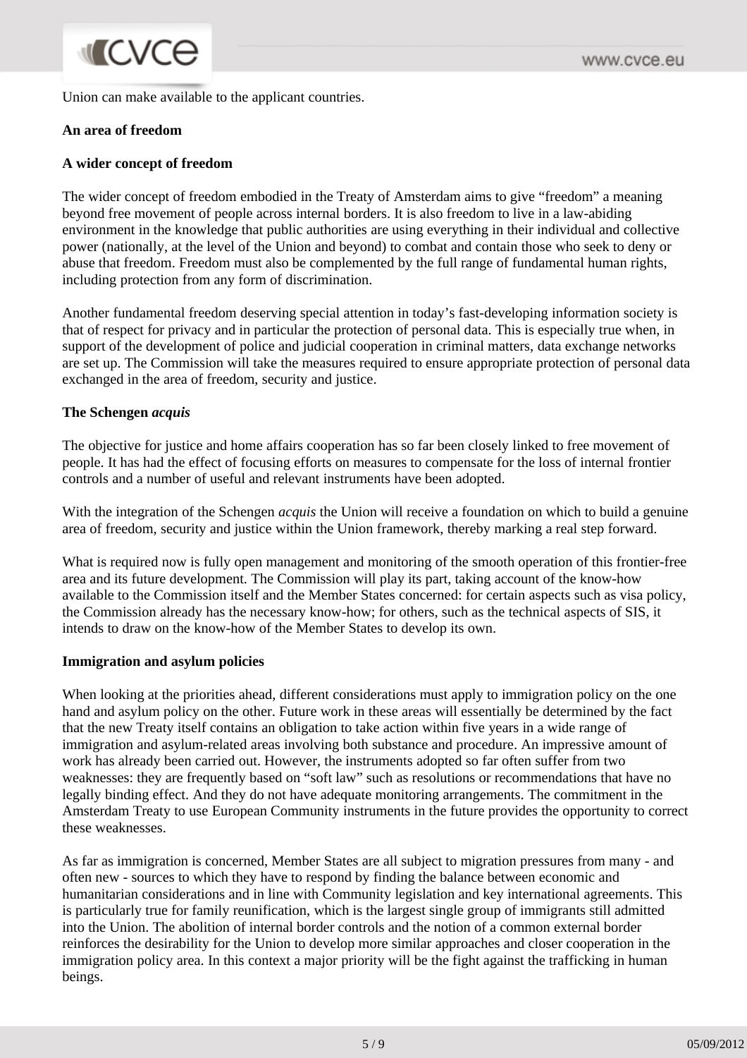Union can make available to the applicant countries.

**An area of freedom**

**A wider concept of freedom**

The wider concept of freedom embodied in the Treaty of Amsterdam aims to give "freedom" a meaning beyond free movement of people across internal borders. It is also freedom to live in a law-abiding environment in the knowledge that public authorities are using everything in their individual and collective power (nationally, at the level of the Union and beyond) to combat and contain those who seek to deny or abuse that freedom. Freedom must also be complemented by the full range of fundamental human rights, including protection from any form of discrimination.

Another fundamental freedom deserving special attention in today's fast-developing information society is that of respect for privacy and in particular the protection of personal data. This is especially true when, in support of the development of police and judicial cooperation in criminal matters, data exchange networks are set up. The Commission will take the measures required to ensure appropriate protection of personal data exchanged in the area of freedom, security and justice.

**The Schengen *acquis***

The objective for justice and home affairs cooperation has so far been closely linked to free movement of people. It has had the effect of focusing efforts on measures to compensate for the loss of internal frontier controls and a number of useful and relevant instruments have been adopted.

With the integration of the Schengen *acquis* the Union will receive a foundation on which to build a genuine area of freedom, security and justice within the Union framework, thereby marking a real step forward.

What is required now is fully open management and monitoring of the smooth operation of this frontier-free area and its future development. The Commission will play its part, taking account of the know-how available to the Commission itself and the Member States concerned: for certain aspects such as visa policy, the Commission already has the necessary know-how; for others, such as the technical aspects of SIS, it intends to draw on the know-how of the Member States to develop its own.

**Immigration and asylum policies**

When looking at the priorities ahead, different considerations must apply to immigration policy on the one hand and asylum policy on the other. Future work in these areas will essentially be determined by the fact that the new Treaty itself contains an obligation to take action within five years in a wide range of immigration and asylum-related areas involving both substance and procedure. An impressive amount of work has already been carried out. However, the instruments adopted so far often suffer from two weaknesses: they are frequently based on "soft law" such as resolutions or recommendations that have no legally binding effect. And they do not have adequate monitoring arrangements. The commitment in the Amsterdam Treaty to use European Community instruments in the future provides the opportunity to correct these weaknesses.

As far as immigration is concerned, Member States are all subject to migration pressures from many - and often new - sources to which they have to respond by finding the balance between economic and humanitarian considerations and in line with Community legislation and key international agreements. This is particularly true for family reunification, which is the largest single group of immigrants still admitted into the Union. The abolition of internal border controls and the notion of a common external border reinforces the desirability for the Union to develop more similar approaches and closer cooperation in the immigration policy area. In this context a major priority will be the fight against the trafficking in human beings.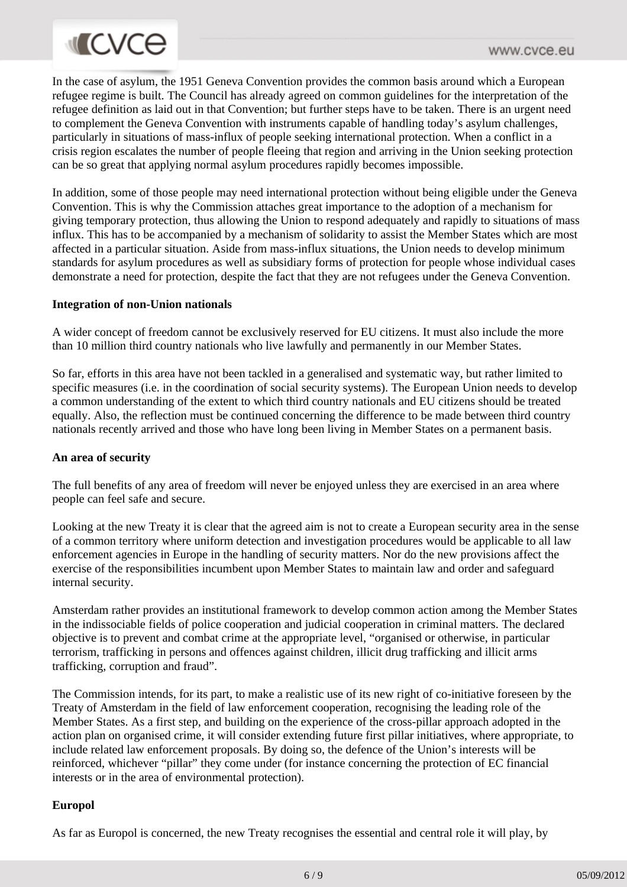In the case of asylum, the 1951 Geneva Convention provides the common basis around which a European refugee regime is built. The Council has already agreed on common guidelines for the interpretation of the refugee definition as laid out in that Convention; but further steps have to be taken. There is an urgent need to complement the Geneva Convention with instruments capable of handling today's asylum challenges, particularly in situations of mass-influx of people seeking international protection. When a conflict in a crisis region escalates the number of people fleeing that region and arriving in the Union seeking protection can be so great that applying normal asylum procedures rapidly becomes impossible.

In addition, some of those people may need international protection without being eligible under the Geneva Convention. This is why the Commission attaches great importance to the adoption of a mechanism for giving temporary protection, thus allowing the Union to respond adequately and rapidly to situations of mass influx. This has to be accompanied by a mechanism of solidarity to assist the Member States which are most affected in a particular situation. Aside from mass-influx situations, the Union needs to develop minimum standards for asylum procedures as well as subsidiary forms of protection for people whose individual cases demonstrate a need for protection, despite the fact that they are not refugees under the Geneva Convention.

**Integration of non-Union nationals**

A wider concept of freedom cannot be exclusively reserved for EU citizens. It must also include the more than 10 million third country nationals who live lawfully and permanently in our Member States.

So far, efforts in this area have not been tackled in a generalised and systematic way, but rather limited to specific measures (i.e. in the coordination of social security systems). The European Union needs to develop a common understanding of the extent to which third country nationals and EU citizens should be treated equally. Also, the reflection must be continued concerning the difference to be made between third country nationals recently arrived and those who have long been living in Member States on a permanent basis.

**An area of security**

The full benefits of any area of freedom will never be enjoyed unless they are exercised in an area where people can feel safe and secure.

Looking at the new Treaty it is clear that the agreed aim is not to create a European security area in the sense of a common territory where uniform detection and investigation procedures would be applicable to all law enforcement agencies in Europe in the handling of security matters. Nor do the new provisions affect the exercise of the responsibilities incumbent upon Member States to maintain law and order and safeguard internal security.

Amsterdam rather provides an institutional framework to develop common action among the Member States in the indissociable fields of police cooperation and judicial cooperation in criminal matters. The declared objective is to prevent and combat crime at the appropriate level, "organised or otherwise, in particular terrorism, trafficking in persons and offences against children, illicit drug trafficking and illicit arms trafficking, corruption and fraud".

The Commission intends, for its part, to make a realistic use of its new right of co-initiative foreseen by the Treaty of Amsterdam in the field of law enforcement cooperation, recognising the leading role of the Member States. As a first step, and building on the experience of the cross-pillar approach adopted in the action plan on organised crime, it will consider extending future first pillar initiatives, where appropriate, to include related law enforcement proposals. By doing so, the defence of the Union's interests will be reinforced, whichever "pillar" they come under (for instance concerning the protection of EC financial interests or in the area of environmental protection).

**Europol**

As far as Europol is concerned, the new Treaty recognises the essential and central role it will play, by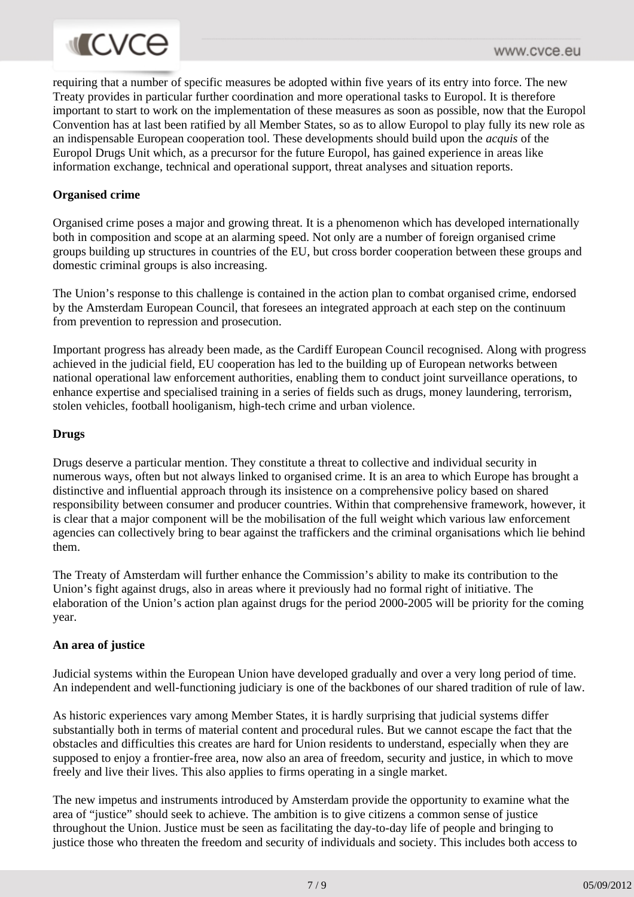requiring that a number of specific measures be adopted within five years of its entry into force. The new Treaty provides in particular further coordination and more operational tasks to Europol. It is therefore important to start to work on the implementation of these measures as soon as possible, now that the Europol Convention has at last been ratified by all Member States, so as to allow Europol to play fully its new role as an indispensable European cooperation tool. These developments should build upon the *acquis* of the Europol Drugs Unit which, as a precursor for the future Europol, has gained experience in areas like information exchange, technical and operational support, threat analyses and situation reports.

**Organised crime**

Organised crime poses a major and growing threat. It is a phenomenon which has developed internationally both in composition and scope at an alarming speed. Not only are a number of foreign organised crime groups building up structures in countries of the EU, but cross border cooperation between these groups and domestic criminal groups is also increasing.

The Union's response to this challenge is contained in the action plan to combat organised crime, endorsed by the Amsterdam European Council, that foresees an integrated approach at each step on the continuum from prevention to repression and prosecution.

Important progress has already been made, as the Cardiff European Council recognised. Along with progress achieved in the judicial field, EU cooperation has led to the building up of European networks between national operational law enforcement authorities, enabling them to conduct joint surveillance operations, to enhance expertise and specialised training in a series of fields such as drugs, money laundering, terrorism, stolen vehicles, football hooliganism, high-tech crime and urban violence.

**Drugs**

Drugs deserve a particular mention. They constitute a threat to collective and individual security in numerous ways, often but not always linked to organised crime. It is an area to which Europe has brought a distinctive and influential approach through its insistence on a comprehensive policy based on shared responsibility between consumer and producer countries. Within that comprehensive framework, however, it is clear that a major component will be the mobilisation of the full weight which various law enforcement agencies can collectively bring to bear against the traffickers and the criminal organisations which lie behind them.

The Treaty of Amsterdam will further enhance the Commission's ability to make its contribution to the Union's fight against drugs, also in areas where it previously had no formal right of initiative. The elaboration of the Union's action plan against drugs for the period 2000-2005 will be priority for the coming year.

**An area of justice**

Judicial systems within the European Union have developed gradually and over a very long period of time. An independent and well-functioning judiciary is one of the backbones of our shared tradition of rule of law.

As historic experiences vary among Member States, it is hardly surprising that judicial systems differ substantially both in terms of material content and procedural rules. But we cannot escape the fact that the obstacles and difficulties this creates are hard for Union residents to understand, especially when they are supposed to enjoy a frontier-free area, now also an area of freedom, security and justice, in which to move freely and live their lives. This also applies to firms operating in a single market.

The new impetus and instruments introduced by Amsterdam provide the opportunity to examine what the area of "justice" should seek to achieve. The ambition is to give citizens a common sense of justice throughout the Union. Justice must be seen as facilitating the day-to-day life of people and bringing to justice those who threaten the freedom and security of individuals and society. This includes both access to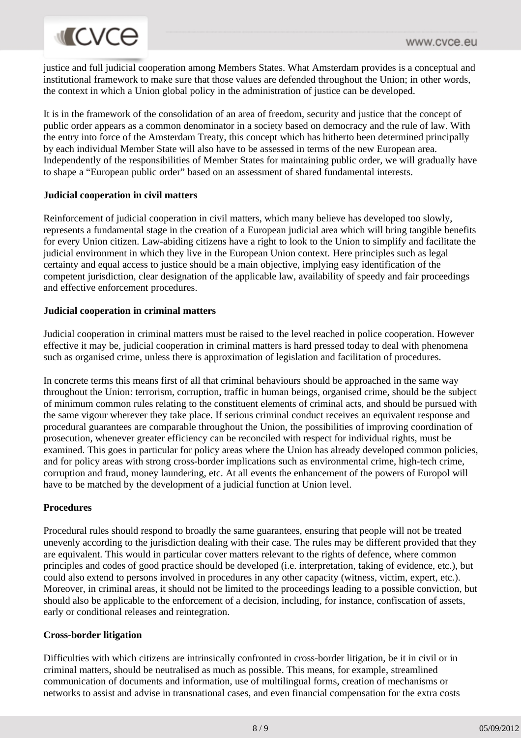justice and full judicial cooperation among Members States. What Amsterdam provides is a conceptual and institutional framework to make sure that those values are defended throughout the Union; in other words, the context in which a Union global policy in the administration of justice can be developed.

It is in the framework of the consolidation of an area of freedom, security and justice that the concept of public order appears as a common denominator in a society based on democracy and the rule of law. With the entry into force of the Amsterdam Treaty, this concept which has hitherto been determined principally by each individual Member State will also have to be assessed in terms of the new European area. Independently of the responsibilities of Member States for maintaining public order, we will gradually have to shape a "European public order" based on an assessment of shared fundamental interests.

**Judicial cooperation in civil matters**

Reinforcement of judicial cooperation in civil matters, which many believe has developed too slowly, represents a fundamental stage in the creation of a European judicial area which will bring tangible benefits for every Union citizen. Law-abiding citizens have a right to look to the Union to simplify and facilitate the judicial environment in which they live in the European Union context. Here principles such as legal certainty and equal access to justice should be a main objective, implying easy identification of the competent jurisdiction, clear designation of the applicable law, availability of speedy and fair proceedings and effective enforcement procedures.

**Judicial cooperation in criminal matters**

Judicial cooperation in criminal matters must be raised to the level reached in police cooperation. However effective it may be, judicial cooperation in criminal matters is hard pressed today to deal with phenomena such as organised crime, unless there is approximation of legislation and facilitation of procedures.

In concrete terms this means first of all that criminal behaviours should be approached in the same way throughout the Union: terrorism, corruption, traffic in human beings, organised crime, should be the subject of minimum common rules relating to the constituent elements of criminal acts, and should be pursued with the same vigour wherever they take place. If serious criminal conduct receives an equivalent response and procedural guarantees are comparable throughout the Union, the possibilities of improving coordination of prosecution, whenever greater efficiency can be reconciled with respect for individual rights, must be examined. This goes in particular for policy areas where the Union has already developed common policies, and for policy areas with strong cross-border implications such as environmental crime, high-tech crime, corruption and fraud, money laundering, etc. At all events the enhancement of the powers of Europol will have to be matched by the development of a judicial function at Union level.

**Procedures**

Procedural rules should respond to broadly the same guarantees, ensuring that people will not be treated unevenly according to the jurisdiction dealing with their case. The rules may be different provided that they are equivalent. This would in particular cover matters relevant to the rights of defence, where common principles and codes of good practice should be developed (i.e. interpretation, taking of evidence, etc.), but could also extend to persons involved in procedures in any other capacity (witness, victim, expert, etc.). Moreover, in criminal areas, it should not be limited to the proceedings leading to a possible conviction, but should also be applicable to the enforcement of a decision, including, for instance, confiscation of assets, early or conditional releases and reintegration.

**Cross-border litigation**

Difficulties with which citizens are intrinsically confronted in cross-border litigation, be it in civil or in criminal matters, should be neutralised as much as possible. This means, for example, streamlined communication of documents and information, use of multilingual forms, creation of mechanisms or networks to assist and advise in transnational cases, and even financial compensation for the extra costs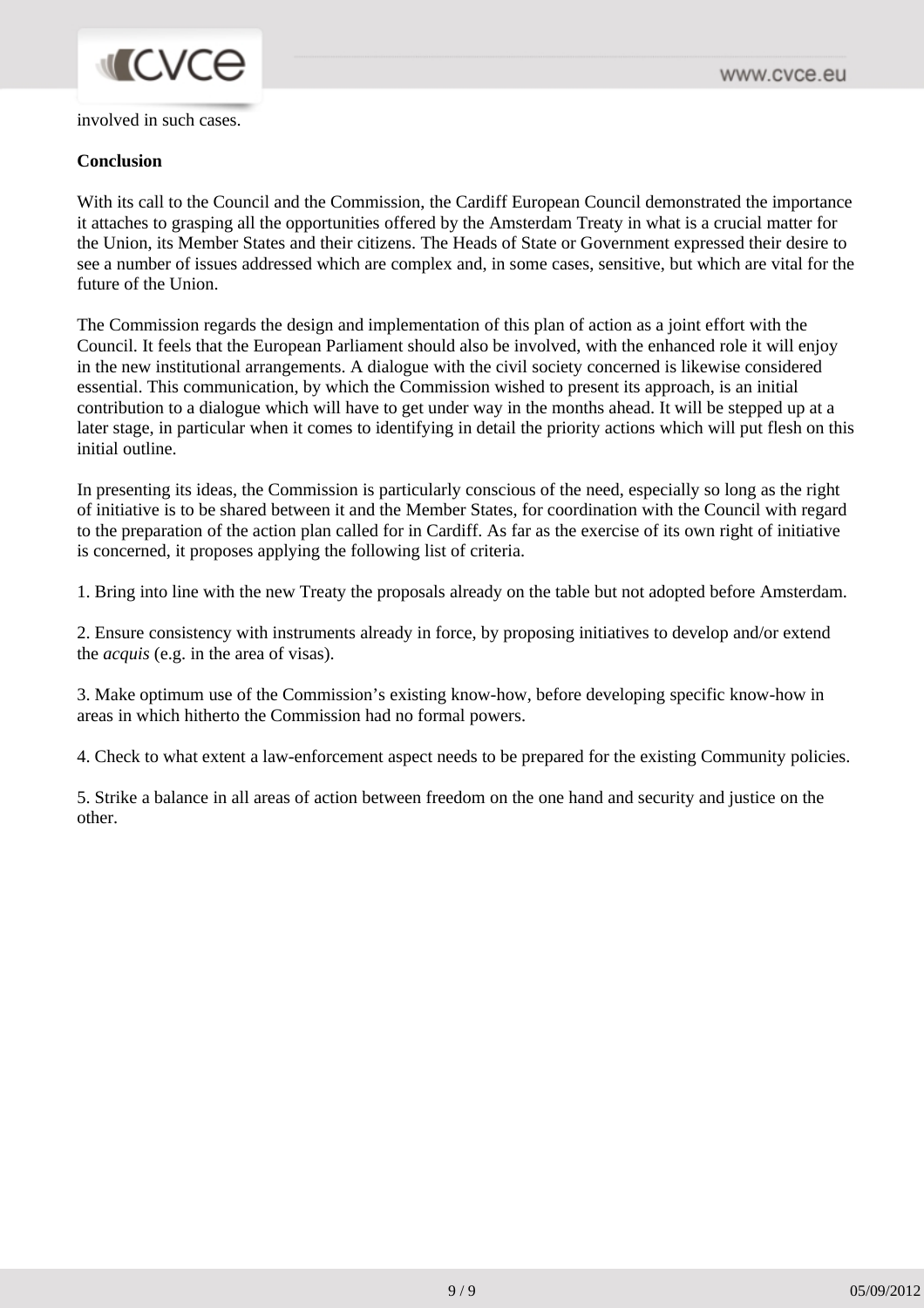involved in such cases.

**Conclusion**

With its call to the Council and the Commission, the Cardiff European Council demonstrated the importance it attaches to grasping all the opportunities offered by the Amsterdam Treaty in what is a crucial matter for the Union, its Member States and their citizens. The Heads of State or Government expressed their desire to see a number of issues addressed which are complex and, in some cases, sensitive, but which are vital for the future of the Union.

The Commission regards the design and implementation of this plan of action as a joint effort with the Council. It feels that the European Parliament should also be involved, with the enhanced role it will enjoy in the new institutional arrangements. A dialogue with the civil society concerned is likewise considered essential. This communication, by which the Commission wished to present its approach, is an initial contribution to a dialogue which will have to get under way in the months ahead. It will be stepped up at a later stage, in particular when it comes to identifying in detail the priority actions which will put flesh on this initial outline.

In presenting its ideas, the Commission is particularly conscious of the need, especially so long as the right of initiative is to be shared between it and the Member States, for coordination with the Council with regard to the preparation of the action plan called for in Cardiff. As far as the exercise of its own right of initiative is concerned, it proposes applying the following list of criteria.

1. Bring into line with the new Treaty the proposals already on the table but not adopted before Amsterdam.

2. Ensure consistency with instruments already in force, by proposing initiatives to develop and/or extend the *acquis* (e.g. in the area of visas).

3. Make optimum use of the Commission's existing know-how, before developing specific know-how in areas in which hitherto the Commission had no formal powers.

4. Check to what extent a law-enforcement aspect needs to be prepared for the existing Community policies.

5. Strike a balance in all areas of action between freedom on the one hand and security and justice on the other.